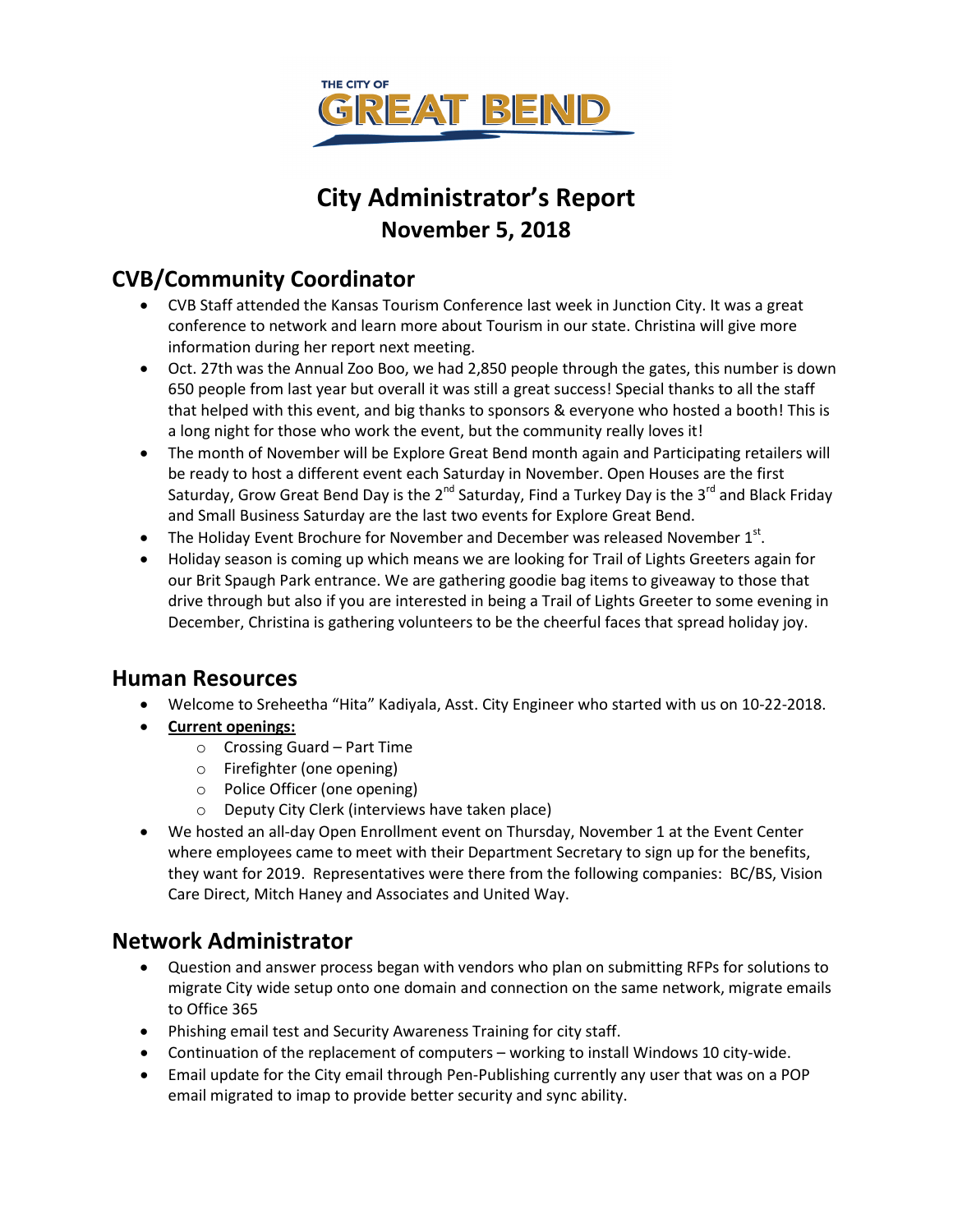THE CITY OF GREAT BEND

# City Administrator's Report
## November 5, 2018

## CVB/Community Coordinator

- CVB Staff attended the Kansas Tourism Conference last week in Junction City. It was a great conference to network and learn more about Tourism in our state. Christina will give more information during her report next meeting.
- Oct. 27th was the Annual Zoo Boo, we had 2,850 people through the gates, this number is down 650 people from last year but overall it was still a great success! Special thanks to all the staff that helped with this event, and big thanks to sponsors & everyone who hosted a booth! This is a long night for those who work the event, but the community really loves it!
- The month of November will be Explore Great Bend month again and Participating retailers will be ready to host a different event each Saturday in November. Open Houses are the first Saturday, Grow Great Bend Day is the 2nd Saturday, Find a Turkey Day is the 3rd and Black Friday and Small Business Saturday are the last two events for Explore Great Bend.
- The Holiday Event Brochure for November and December was released November 1st.
- Holiday season is coming up which means we are looking for Trail of Lights Greeters again for our Brit Spaugh Park entrance. We are gathering goodie bag items to giveaway to those that drive through but also if you are interested in being a Trail of Lights Greeter to some evening in December, Christina is gathering volunteers to be the cheerful faces that spread holiday joy.

## Human Resources

- Welcome to Sreheetha "Hita" Kadiyala, Asst. City Engineer who started with us on 10-22-2018.
- **<u>Current openings:</u>**
  - Crossing Guard – Part Time
  - Firefighter (one opening)
  - Police Officer (one opening)
  - Deputy City Clerk (interviews have taken place)
- We hosted an all-day Open Enrollment event on Thursday, November 1 at the Event Center where employees came to meet with their Department Secretary to sign up for the benefits, they want for 2019. Representatives were there from the following companies: BC/BS, Vision Care Direct, Mitch Haney and Associates and United Way.

## Network Administrator

- Question and answer process began with vendors who plan on submitting RFPs for solutions to migrate City wide setup onto one domain and connection on the same network, migrate emails to Office 365
- Phishing email test and Security Awareness Training for city staff.
- Continuation of the replacement of computers – working to install Windows 10 city-wide.
- Email update for the City email through Pen-Publishing currently any user that was on a POP email migrated to imap to provide better security and sync ability.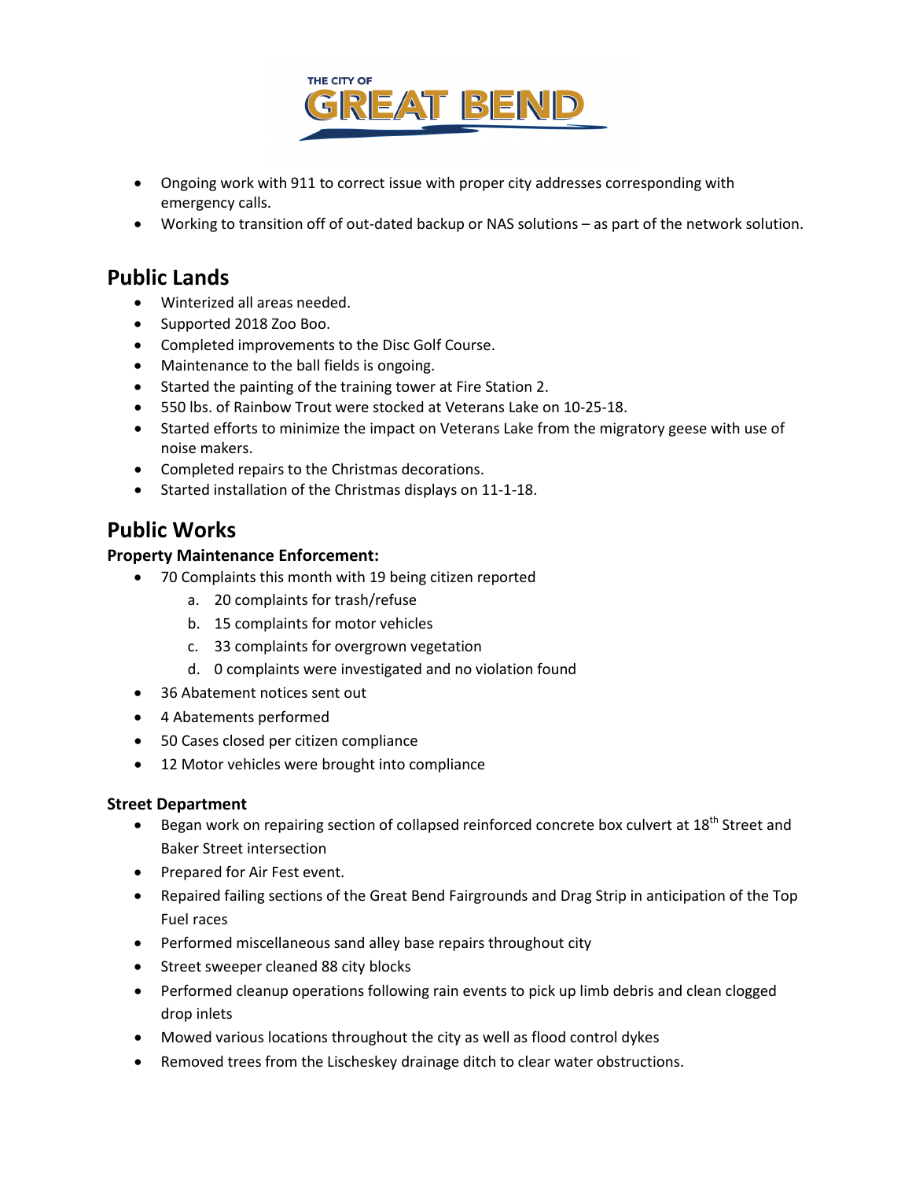- Ongoing work with 911 to correct issue with proper city addresses corresponding with emergency calls.
- Working to transition off of out-dated backup or NAS solutions – as part of the network solution.

## Public Lands

- Winterized all areas needed.
- Supported 2018 Zoo Boo.
- Completed improvements to the Disc Golf Course.
- Maintenance to the ball fields is ongoing.
- Started the painting of the training tower at Fire Station 2.
- 550 lbs. of Rainbow Trout were stocked at Veterans Lake on 10-25-18.
- Started efforts to minimize the impact on Veterans Lake from the migratory geese with use of noise makers.
- Completed repairs to the Christmas decorations.
- Started installation of the Christmas displays on 11-1-18.

## Public Works

**Property Maintenance Enforcement:**

- 70 Complaints this month with 19 being citizen reported
  a. 20 complaints for trash/refuse
  b. 15 complaints for motor vehicles
  c. 33 complaints for overgrown vegetation
  d. 0 complaints were investigated and no violation found
- 36 Abatement notices sent out
- 4 Abatements performed
- 50 Cases closed per citizen compliance
- 12 Motor vehicles were brought into compliance

**Street Department**

- Began work on repairing section of collapsed reinforced concrete box culvert at 18th Street and Baker Street intersection
- Prepared for Air Fest event.
- Repaired failing sections of the Great Bend Fairgrounds and Drag Strip in anticipation of the Top Fuel races
- Performed miscellaneous sand alley base repairs throughout city
- Street sweeper cleaned 88 city blocks
- Performed cleanup operations following rain events to pick up limb debris and clean clogged drop inlets
- Mowed various locations throughout the city as well as flood control dykes
- Removed trees from the Lischeskey drainage ditch to clear water obstructions.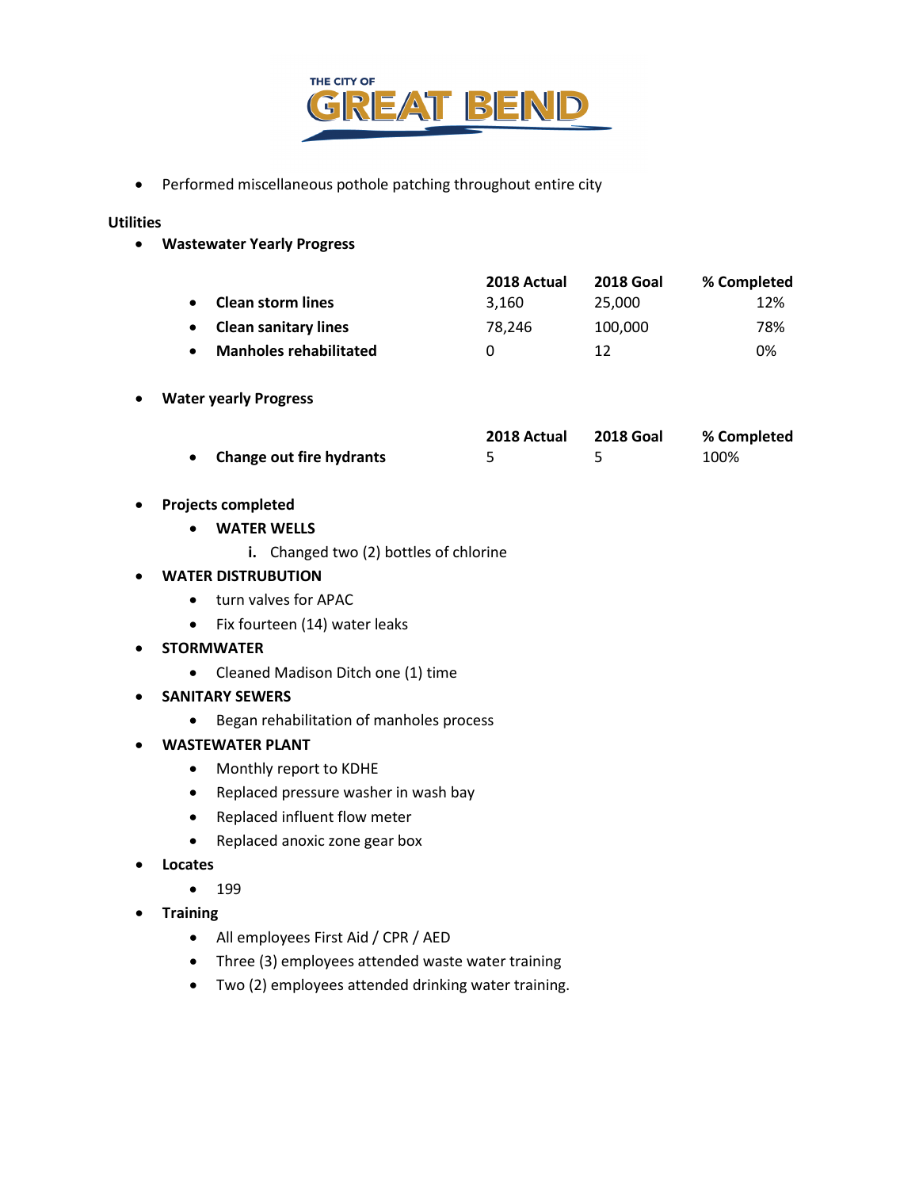- Performed miscellaneous pothole patching throughout entire city

**Utilities**

- **Wastewater Yearly Progress**

| | 2018 Actual | 2018 Goal | % Completed |
|---|---|---|---|
| **Clean storm lines** | 3,160 | 25,000 | 12% |
| **Clean sanitary lines** | 78,246 | 100,000 | 78% |
| **Manholes rehabilitated** | 0 | 12 | 0% |

- **Water yearly Progress**

| | 2018 Actual | 2018 Goal | % Completed |
|---|---|---|---|
| **Change out fire hydrants** | 5 | 5 | 100% |

- **Projects completed**
  - **WATER WELLS**
    - i. Changed two (2) bottles of chlorine
- **WATER DISTRUBUTION**
  - turn valves for APAC
  - Fix fourteen (14) water leaks
- **STORMWATER**
  - Cleaned Madison Ditch one (1) time
- **SANITARY SEWERS**
  - Began rehabilitation of manholes process
- **WASTEWATER PLANT**
  - Monthly report to KDHE
  - Replaced pressure washer in wash bay
  - Replaced influent flow meter
  - Replaced anoxic zone gear box
- **Locates**
  - 199
- **Training**
  - All employees First Aid / CPR / AED
  - Three (3) employees attended waste water training
  - Two (2) employees attended drinking water training.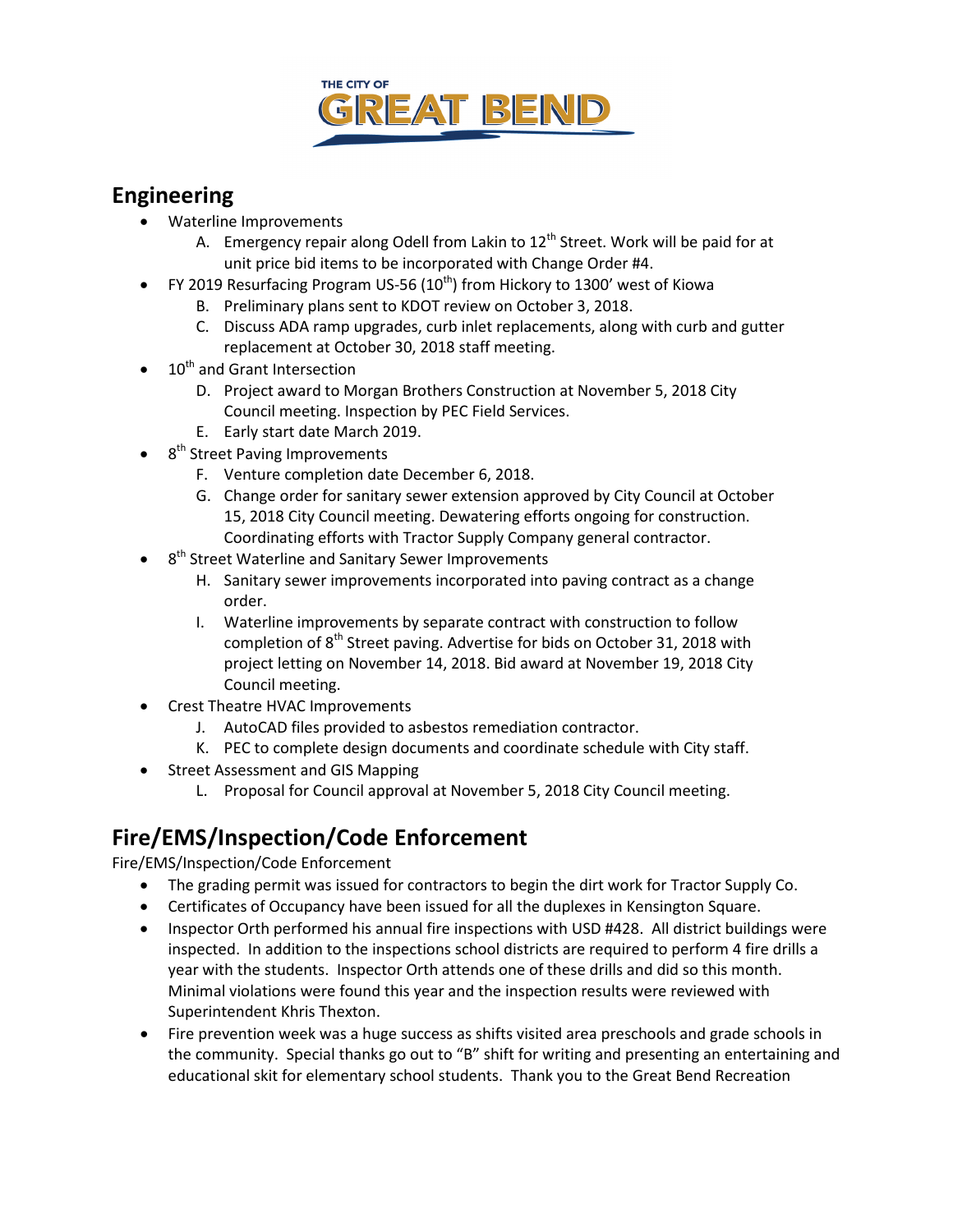## Engineering

- Waterline Improvements
  A. Emergency repair along Odell from Lakin to 12th Street. Work will be paid for at unit price bid items to be incorporated with Change Order #4.
- FY 2019 Resurfacing Program US-56 (10th) from Hickory to 1300' west of Kiowa
  B. Preliminary plans sent to KDOT review on October 3, 2018.
  C. Discuss ADA ramp upgrades, curb inlet replacements, along with curb and gutter replacement at October 30, 2018 staff meeting.
- 10th and Grant Intersection
  D. Project award to Morgan Brothers Construction at November 5, 2018 City Council meeting. Inspection by PEC Field Services.
  E. Early start date March 2019.
- 8th Street Paving Improvements
  F. Venture completion date December 6, 2018.
  G. Change order for sanitary sewer extension approved by City Council at October 15, 2018 City Council meeting. Dewatering efforts ongoing for construction. Coordinating efforts with Tractor Supply Company general contractor.
- 8th Street Waterline and Sanitary Sewer Improvements
  H. Sanitary sewer improvements incorporated into paving contract as a change order.
  I. Waterline improvements by separate contract with construction to follow completion of 8th Street paving. Advertise for bids on October 31, 2018 with project letting on November 14, 2018. Bid award at November 19, 2018 City Council meeting.
- Crest Theatre HVAC Improvements
  J. AutoCAD files provided to asbestos remediation contractor.
  K. PEC to complete design documents and coordinate schedule with City staff.
- Street Assessment and GIS Mapping
  L. Proposal for Council approval at November 5, 2018 City Council meeting.

## Fire/EMS/Inspection/Code Enforcement

Fire/EMS/Inspection/Code Enforcement

- The grading permit was issued for contractors to begin the dirt work for Tractor Supply Co.
- Certificates of Occupancy have been issued for all the duplexes in Kensington Square.
- Inspector Orth performed his annual fire inspections with USD #428. All district buildings were inspected. In addition to the inspections school districts are required to perform 4 fire drills a year with the students. Inspector Orth attends one of these drills and did so this month. Minimal violations were found this year and the inspection results were reviewed with Superintendent Khris Thexton.
- Fire prevention week was a huge success as shifts visited area preschools and grade schools in the community. Special thanks go out to "B" shift for writing and presenting an entertaining and educational skit for elementary school students. Thank you to the Great Bend Recreation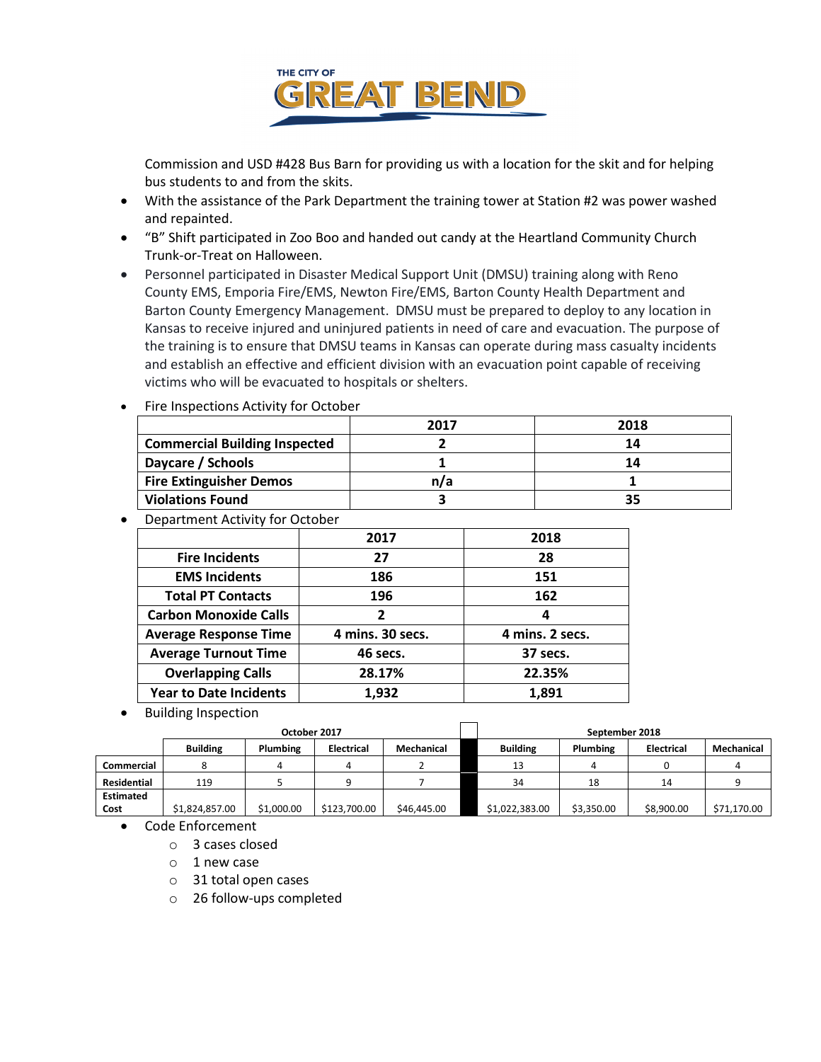Commission and USD #428 Bus Barn for providing us with a location for the skit and for helping bus students to and from the skits.

- With the assistance of the Park Department the training tower at Station #2 was power washed and repainted.
- "B" Shift participated in Zoo Boo and handed out candy at the Heartland Community Church Trunk-or-Treat on Halloween.
- Personnel participated in Disaster Medical Support Unit (DMSU) training along with Reno County EMS, Emporia Fire/EMS, Newton Fire/EMS, Barton County Health Department and Barton County Emergency Management. DMSU must be prepared to deploy to any location in Kansas to receive injured and uninjured patients in need of care and evacuation. The purpose of the training is to ensure that DMSU teams in Kansas can operate during mass casualty incidents and establish an effective and efficient division with an evacuation point capable of receiving victims who will be evacuated to hospitals or shelters.
- Fire Inspections Activity for October

| | 2017 | 2018 |
|---|---|---|
| **Commercial Building Inspected** | 2 | 14 |
| **Daycare / Schools** | 1 | 14 |
| **Fire Extinguisher Demos** | n/a | 1 |
| **Violations Found** | 3 | 35 |

- Department Activity for October

| | 2017 | 2018 |
|---|---|---|
| **Fire Incidents** | 27 | 28 |
| **EMS Incidents** | 186 | 151 |
| **Total PT Contacts** | 196 | 162 |
| **Carbon Monoxide Calls** | 2 | 4 |
| **Average Response Time** | 4 mins. 30 secs. | 4 mins. 2 secs. |
| **Average Turnout Time** | 46 secs. | 37 secs. |
| **Overlapping Calls** | 28.17% | 22.35% |
| **Year to Date Incidents** | 1,932 | 1,891 |

- Building Inspection

| | October 2017 | | | | | September 2018 | | | |
|---|---|---|---|---|---|---|---|---|---|
| | **Building** | **Plumbing** | **Electrical** | **Mechanical** | | **Building** | **Plumbing** | **Electrical** | **Mechanical** |
| **Commercial** | 8 | 4 | 4 | 2 | | 13 | 4 | 0 | 4 |
| **Residential** | 119 | 5 | 9 | 7 | | 34 | 18 | 14 | 9 |
| **Estimated Cost** | $1,824,857.00 | $1,000.00 | $123,700.00 | $46,445.00 | | $1,022,383.00 | $3,350.00 | $8,900.00 | $71,170.00 |

- Code Enforcement
  - 3 cases closed
  - 1 new case
  - 31 total open cases
  - 26 follow-ups completed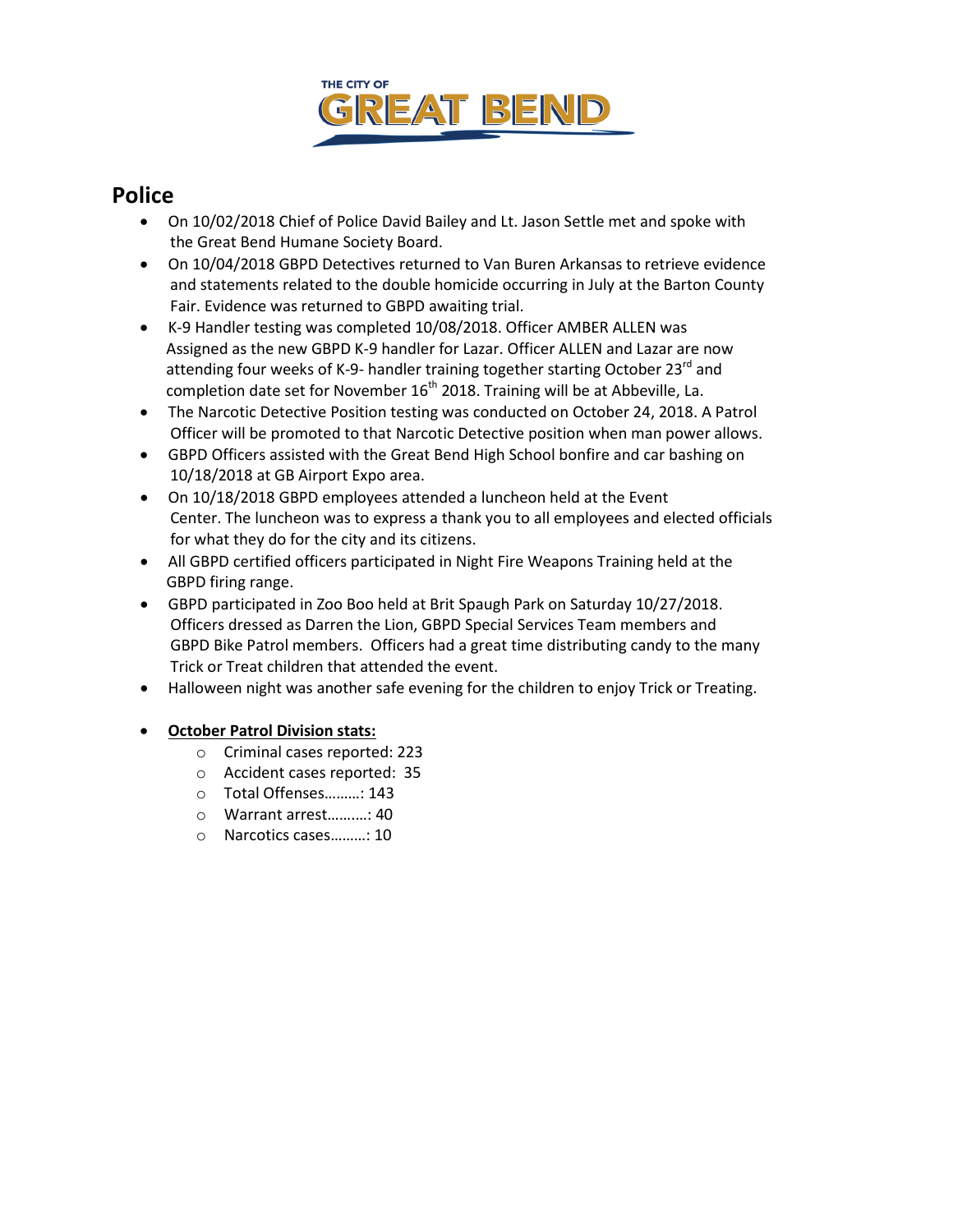THE CITY OF GREAT BEND

## Police

- On 10/02/2018 Chief of Police David Bailey and Lt. Jason Settle met and spoke with the Great Bend Humane Society Board.
- On 10/04/2018 GBPD Detectives returned to Van Buren Arkansas to retrieve evidence and statements related to the double homicide occurring in July at the Barton County Fair. Evidence was returned to GBPD awaiting trial.
- K-9 Handler testing was completed 10/08/2018. Officer AMBER ALLEN was Assigned as the new GBPD K-9 handler for Lazar. Officer ALLEN and Lazar are now attending four weeks of K-9- handler training together starting October 23rd and completion date set for November 16th 2018. Training will be at Abbeville, La.
- The Narcotic Detective Position testing was conducted on October 24, 2018. A Patrol Officer will be promoted to that Narcotic Detective position when man power allows.
- GBPD Officers assisted with the Great Bend High School bonfire and car bashing on 10/18/2018 at GB Airport Expo area.
- On 10/18/2018 GBPD employees attended a luncheon held at the Event Center. The luncheon was to express a thank you to all employees and elected officials for what they do for the city and its citizens.
- All GBPD certified officers participated in Night Fire Weapons Training held at the GBPD firing range.
- GBPD participated in Zoo Boo held at Brit Spaugh Park on Saturday 10/27/2018. Officers dressed as Darren the Lion, GBPD Special Services Team members and GBPD Bike Patrol members. Officers had a great time distributing candy to the many Trick or Treat children that attended the event.
- Halloween night was another safe evening for the children to enjoy Trick or Treating.

- **<u>October Patrol Division stats:</u>**
  - Criminal cases reported: 223
  - Accident cases reported: 35
  - Total Offenses………: 143
  - Warrant arrest……….: 40
  - Narcotics cases………: 10